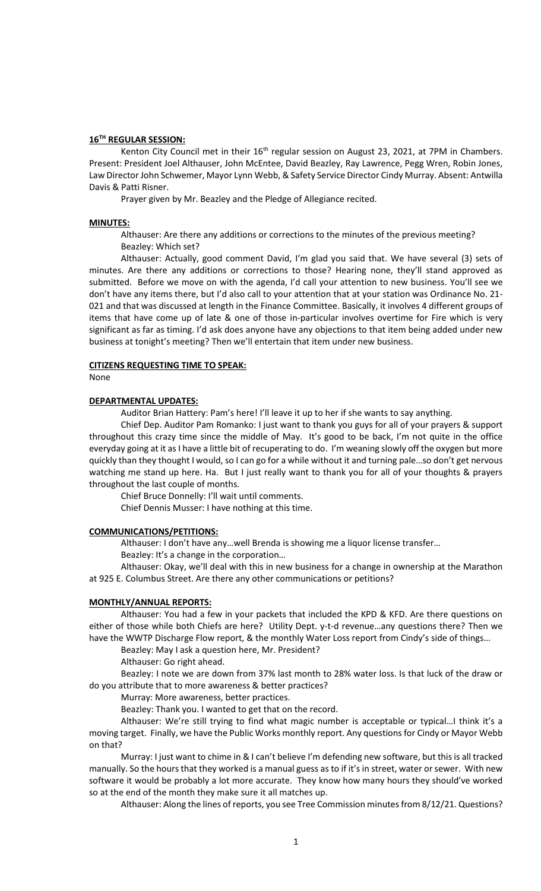## 16TH REGULAR SESSION:

Kenton City Council met in their 16th regular session on August 23, 2021, at 7PM in Chambers. Present: President Joel Althauser, John McEntee, David Beazley, Ray Lawrence, Pegg Wren, Robin Jones, Law Director John Schwemer, Mayor Lynn Webb, & Safety Service Director Cindy Murray. Absent: Antwilla Davis & Patti Risner.

Prayer given by Mr. Beazley and the Pledge of Allegiance recited.

## MINUTES:

Althauser: Are there any additions or corrections to the minutes of the previous meeting?

Beazley: Which set?

Althauser: Actually, good comment David, I'm glad you said that. We have several (3) sets of minutes. Are there any additions or corrections to those? Hearing none, they'll stand approved as submitted. Before we move on with the agenda, I'd call your attention to new business. You'll see we don't have any items there, but I'd also call to your attention that at your station was Ordinance No. 21-021 and that was discussed at length in the Finance Committee. Basically, it involves 4 different groups of items that have come up of late & one of those in-particular involves overtime for Fire which is very significant as far as timing. I'd ask does anyone have any objections to that item being added under new business at tonight's meeting? Then we'll entertain that item under new business.

## CITIZENS REQUESTING TIME TO SPEAK:

None

## DEPARTMENTAL UPDATES:

Auditor Brian Hattery: Pam's here! I'll leave it up to her if she wants to say anything.

Chief Dep. Auditor Pam Romanko: I just want to thank you guys for all of your prayers & support throughout this crazy time since the middle of May. It's good to be back, I'm not quite in the office everyday going at it as I have a little bit of recuperating to do. I'm weaning slowly off the oxygen but more quickly than they thought I would, so I can go for a while without it and turning pale…so don't get nervous watching me stand up here. Ha. But I just really want to thank you for all of your thoughts & prayers throughout the last couple of months.

Chief Bruce Donnelly: I'll wait until comments.

Chief Dennis Musser: I have nothing at this time.

## COMMUNICATIONS/PETITIONS:

Althauser: I don't have any…well Brenda is showing me a liquor license transfer…

Beazley: It's a change in the corporation…

Althauser: Okay, we'll deal with this in new business for a change in ownership at the Marathon at 925 E. Columbus Street. Are there any other communications or petitions?

## MONTHLY/ANNUAL REPORTS:

Althauser: You had a few in your packets that included the KPD & KFD. Are there questions on either of those while both Chiefs are here? Utility Dept. y-t-d revenue…any questions there? Then we have the WWTP Discharge Flow report, & the monthly Water Loss report from Cindy's side of things…

Beazley: May I ask a question here, Mr. President?

Althauser: Go right ahead.

Beazley: I note we are down from 37% last month to 28% water loss. Is that luck of the draw or do you attribute that to more awareness & better practices?

Murray: More awareness, better practices.

Beazley: Thank you. I wanted to get that on the record.

Althauser: We're still trying to find what magic number is acceptable or typical…I think it's a moving target. Finally, we have the Public Works monthly report. Any questions for Cindy or Mayor Webb on that?

Murray: I just want to chime in & I can't believe I'm defending new software, but this is all tracked manually. So the hours that they worked is a manual guess as to if it's in street, water or sewer. With new software it would be probably a lot more accurate. They know how many hours they should've worked so at the end of the month they make sure it all matches up.

Althauser: Along the lines of reports, you see Tree Commission minutes from 8/12/21. Questions?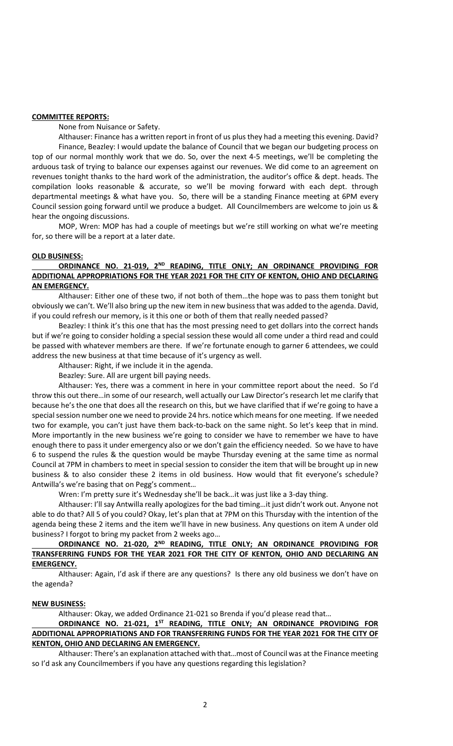**COMMITTEE REPORTS:**

None from Nuisance or Safety.

Althauser: Finance has a written report in front of us plus they had a meeting this evening. David?

Finance, Beazley: I would update the balance of Council that we began our budgeting process on top of our normal monthly work that we do. So, over the next 4-5 meetings, we'll be completing the arduous task of trying to balance our expenses against our revenues. We did come to an agreement on revenues tonight thanks to the hard work of the administration, the auditor's office & dept. heads. The compilation looks reasonable & accurate, so we'll be moving forward with each dept. through departmental meetings & what have you. So, there will be a standing Finance meeting at 6PM every Council session going forward until we produce a budget. All Councilmembers are welcome to join us & hear the ongoing discussions.

MOP, Wren: MOP has had a couple of meetings but we're still working on what we're meeting for, so there will be a report at a later date.

**OLD BUSINESS:**

**ORDINANCE NO. 21-019, 2ND READING, TITLE ONLY; AN ORDINANCE PROVIDING FOR ADDITIONAL APPROPRIATIONS FOR THE YEAR 2021 FOR THE CITY OF KENTON, OHIO AND DECLARING AN EMERGENCY.**

Althauser: Either one of these two, if not both of them…the hope was to pass them tonight but obviously we can't. We'll also bring up the new item in new business that was added to the agenda. David, if you could refresh our memory, is it this one or both of them that really needed passed?

Beazley: I think it's this one that has the most pressing need to get dollars into the correct hands but if we're going to consider holding a special session these would all come under a third read and could be passed with whatever members are there. If we're fortunate enough to garner 6 attendees, we could address the new business at that time because of it's urgency as well.

Althauser: Right, if we include it in the agenda.

Beazley: Sure. All are urgent bill paying needs.

Althauser: Yes, there was a comment in here in your committee report about the need. So I'd throw this out there…in some of our research, well actually our Law Director's research let me clarify that because he's the one that does all the research on this, but we have clarified that if we're going to have a special session number one we need to provide 24 hrs. notice which means for one meeting. If we needed two for example, you can't just have them back-to-back on the same night. So let's keep that in mind. More importantly in the new business we're going to consider we have to remember we have to have enough there to pass it under emergency also or we don't gain the efficiency needed. So we have to have 6 to suspend the rules & the question would be maybe Thursday evening at the same time as normal Council at 7PM in chambers to meet in special session to consider the item that will be brought up in new business & to also consider these 2 items in old business. How would that fit everyone's schedule? Antwilla's we're basing that on Pegg's comment…

Wren: I'm pretty sure it's Wednesday she'll be back…it was just like a 3-day thing.

Althauser: I'll say Antwilla really apologizes for the bad timing…it just didn't work out. Anyone not able to do that? All 5 of you could? Okay, let's plan that at 7PM on this Thursday with the intention of the agenda being these 2 items and the item we'll have in new business. Any questions on item A under old business? I forgot to bring my packet from 2 weeks ago…

**ORDINANCE NO. 21-020, 2ND READING, TITLE ONLY; AN ORDINANCE PROVIDING FOR TRANSFERRING FUNDS FOR THE YEAR 2021 FOR THE CITY OF KENTON, OHIO AND DECLARING AN EMERGENCY.**

Althauser: Again, I'd ask if there are any questions? Is there any old business we don't have on the agenda?

**NEW BUSINESS:**

Althauser: Okay, we added Ordinance 21-021 so Brenda if you'd please read that…

**ORDINANCE NO. 21-021, 1ST READING, TITLE ONLY; AN ORDINANCE PROVIDING FOR ADDITIONAL APPROPRIATIONS AND FOR TRANSFERRING FUNDS FOR THE YEAR 2021 FOR THE CITY OF KENTON, OHIO AND DECLARING AN EMERGENCY.**

Althauser: There's an explanation attached with that…most of Council was at the Finance meeting so I'd ask any Councilmembers if you have any questions regarding this legislation?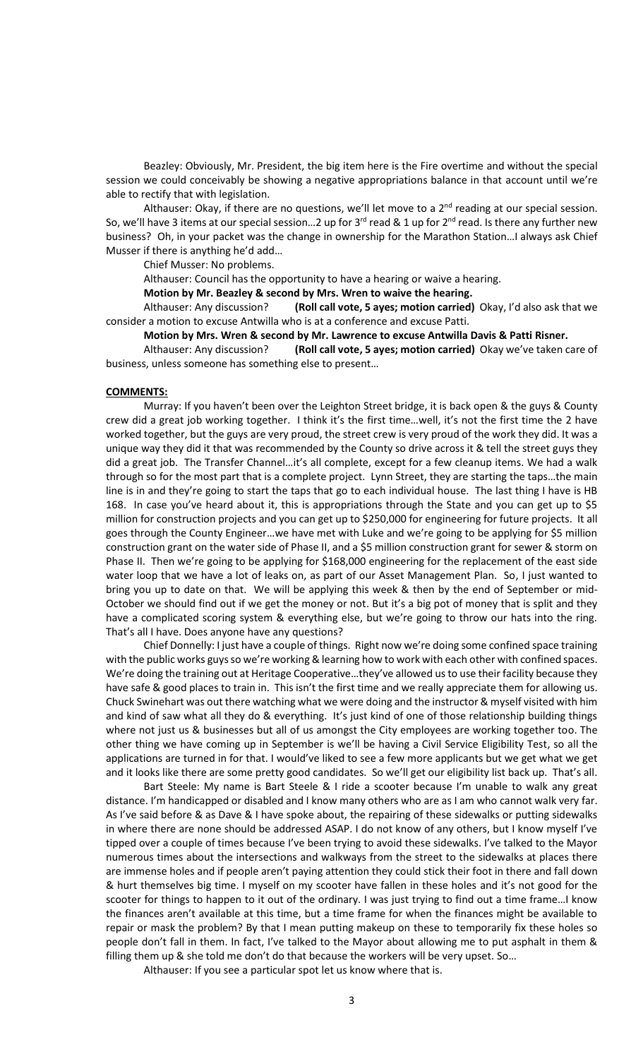Beazley: Obviously, Mr. President, the big item here is the Fire overtime and without the special session we could conceivably be showing a negative appropriations balance in that account until we're able to rectify that with legislation.

Althauser: Okay, if there are no questions, we'll let move to a 2nd reading at our special session. So, we'll have 3 items at our special session…2 up for 3rd read & 1 up for 2nd read. Is there any further new business? Oh, in your packet was the change in ownership for the Marathon Station…I always ask Chief Musser if there is anything he'd add…

Chief Musser: No problems.

Althauser: Council has the opportunity to have a hearing or waive a hearing.

**Motion by Mr. Beazley & second by Mrs. Wren to waive the hearing.**

Althauser: Any discussion? **(Roll call vote, 5 ayes; motion carried)** Okay, I'd also ask that we consider a motion to excuse Antwilla who is at a conference and excuse Patti.

**Motion by Mrs. Wren & second by Mr. Lawrence to excuse Antwilla Davis & Patti Risner.**

Althauser: Any discussion? **(Roll call vote, 5 ayes; motion carried)** Okay we've taken care of business, unless someone has something else to present…

**COMMENTS:**

Murray: If you haven't been over the Leighton Street bridge, it is back open & the guys & County crew did a great job working together. I think it's the first time…well, it's not the first time the 2 have worked together, but the guys are very proud, the street crew is very proud of the work they did. It was a unique way they did it that was recommended by the County so drive across it & tell the street guys they did a great job. The Transfer Channel…it's all complete, except for a few cleanup items. We had a walk through so for the most part that is a complete project. Lynn Street, they are starting the taps…the main line is in and they're going to start the taps that go to each individual house. The last thing I have is HB 168. In case you've heard about it, this is appropriations through the State and you can get up to $5 million for construction projects and you can get up to $250,000 for engineering for future projects. It all goes through the County Engineer…we have met with Luke and we're going to be applying for $5 million construction grant on the water side of Phase II, and a $5 million construction grant for sewer & storm on Phase II. Then we're going to be applying for $168,000 engineering for the replacement of the east side water loop that we have a lot of leaks on, as part of our Asset Management Plan. So, I just wanted to bring you up to date on that. We will be applying this week & then by the end of September or mid-October we should find out if we get the money or not. But it's a big pot of money that is split and they have a complicated scoring system & everything else, but we're going to throw our hats into the ring. That's all I have. Does anyone have any questions?

Chief Donnelly: I just have a couple of things. Right now we're doing some confined space training with the public works guys so we're working & learning how to work with each other with confined spaces. We're doing the training out at Heritage Cooperative…they've allowed us to use their facility because they have safe & good places to train in. This isn't the first time and we really appreciate them for allowing us. Chuck Swinehart was out there watching what we were doing and the instructor & myself visited with him and kind of saw what all they do & everything. It's just kind of one of those relationship building things where not just us & businesses but all of us amongst the City employees are working together too. The other thing we have coming up in September is we'll be having a Civil Service Eligibility Test, so all the applications are turned in for that. I would've liked to see a few more applicants but we get what we get and it looks like there are some pretty good candidates. So we'll get our eligibility list back up. That's all.

Bart Steele: My name is Bart Steele & I ride a scooter because I'm unable to walk any great distance. I'm handicapped or disabled and I know many others who are as I am who cannot walk very far. As I've said before & as Dave & I have spoke about, the repairing of these sidewalks or putting sidewalks in where there are none should be addressed ASAP. I do not know of any others, but I know myself I've tipped over a couple of times because I've been trying to avoid these sidewalks. I've talked to the Mayor numerous times about the intersections and walkways from the street to the sidewalks at places there are immense holes and if people aren't paying attention they could stick their foot in there and fall down & hurt themselves big time. I myself on my scooter have fallen in these holes and it's not good for the scooter for things to happen to it out of the ordinary. I was just trying to find out a time frame…I know the finances aren't available at this time, but a time frame for when the finances might be available to repair or mask the problem? By that I mean putting makeup on these to temporarily fix these holes so people don't fall in them. In fact, I've talked to the Mayor about allowing me to put asphalt in them & filling them up & she told me don't do that because the workers will be very upset. So…

Althauser: If you see a particular spot let us know where that is.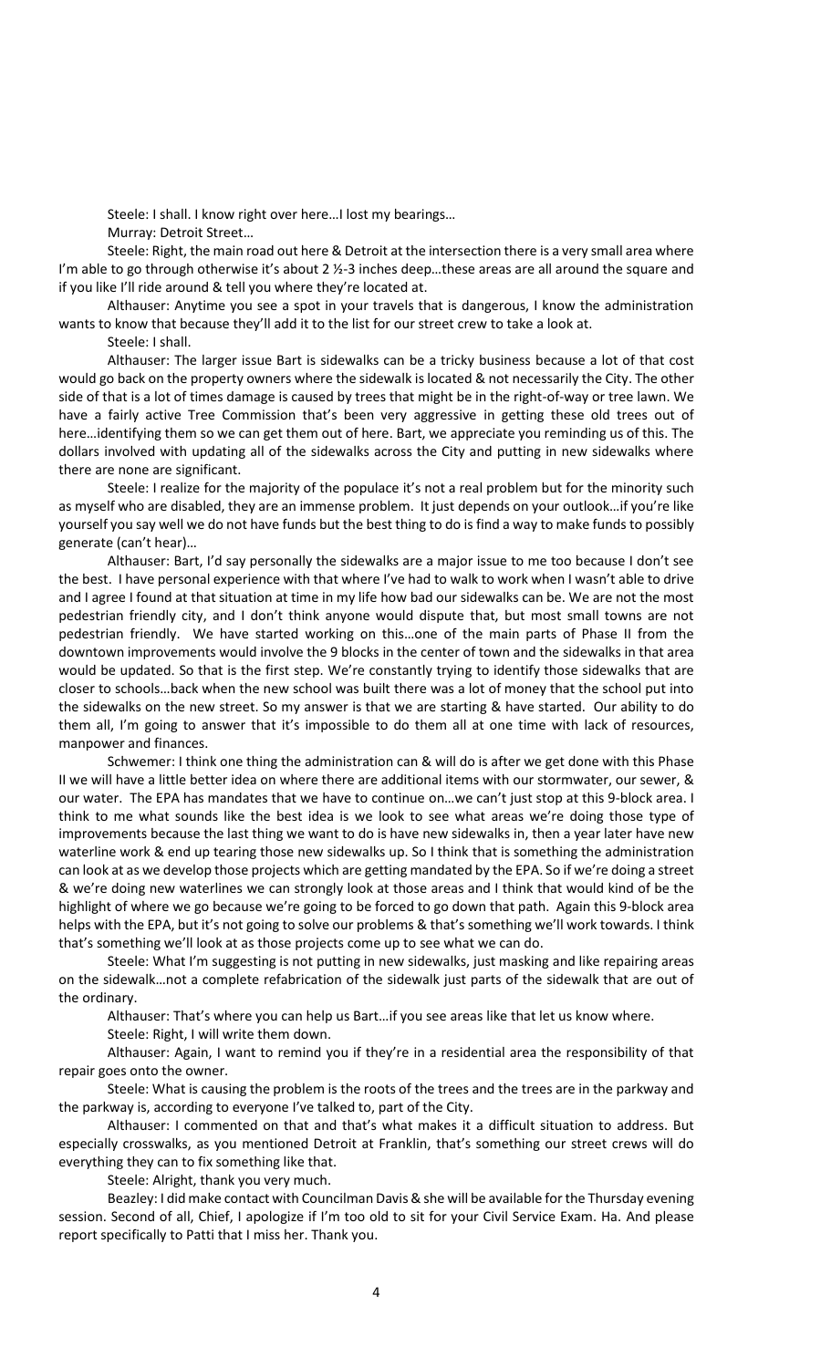Steele: I shall. I know right over here…I lost my bearings…

Murray: Detroit Street…

Steele: Right, the main road out here & Detroit at the intersection there is a very small area where I'm able to go through otherwise it's about 2 ½-3 inches deep…these areas are all around the square and if you like I'll ride around & tell you where they're located at.

Althauser: Anytime you see a spot in your travels that is dangerous, I know the administration wants to know that because they'll add it to the list for our street crew to take a look at.

Steele: I shall.

Althauser: The larger issue Bart is sidewalks can be a tricky business because a lot of that cost would go back on the property owners where the sidewalk is located & not necessarily the City. The other side of that is a lot of times damage is caused by trees that might be in the right-of-way or tree lawn. We have a fairly active Tree Commission that's been very aggressive in getting these old trees out of here…identifying them so we can get them out of here. Bart, we appreciate you reminding us of this. The dollars involved with updating all of the sidewalks across the City and putting in new sidewalks where there are none are significant.

Steele: I realize for the majority of the populace it's not a real problem but for the minority such as myself who are disabled, they are an immense problem. It just depends on your outlook…if you're like yourself you say well we do not have funds but the best thing to do is find a way to make funds to possibly generate (can't hear)…

Althauser: Bart, I'd say personally the sidewalks are a major issue to me too because I don't see the best. I have personal experience with that where I've had to walk to work when I wasn't able to drive and I agree I found at that situation at time in my life how bad our sidewalks can be. We are not the most pedestrian friendly city, and I don't think anyone would dispute that, but most small towns are not pedestrian friendly. We have started working on this…one of the main parts of Phase II from the downtown improvements would involve the 9 blocks in the center of town and the sidewalks in that area would be updated. So that is the first step. We're constantly trying to identify those sidewalks that are closer to schools…back when the new school was built there was a lot of money that the school put into the sidewalks on the new street. So my answer is that we are starting & have started. Our ability to do them all, I'm going to answer that it's impossible to do them all at one time with lack of resources, manpower and finances.

Schwemer: I think one thing the administration can & will do is after we get done with this Phase II we will have a little better idea on where there are additional items with our stormwater, our sewer, & our water. The EPA has mandates that we have to continue on…we can't just stop at this 9-block area. I think to me what sounds like the best idea is we look to see what areas we're doing those type of improvements because the last thing we want to do is have new sidewalks in, then a year later have new waterline work & end up tearing those new sidewalks up. So I think that is something the administration can look at as we develop those projects which are getting mandated by the EPA. So if we're doing a street & we're doing new waterlines we can strongly look at those areas and I think that would kind of be the highlight of where we go because we're going to be forced to go down that path. Again this 9-block area helps with the EPA, but it's not going to solve our problems & that's something we'll work towards. I think that's something we'll look at as those projects come up to see what we can do.

Steele: What I'm suggesting is not putting in new sidewalks, just masking and like repairing areas on the sidewalk…not a complete refabrication of the sidewalk just parts of the sidewalk that are out of the ordinary.

Althauser: That's where you can help us Bart…if you see areas like that let us know where.

Steele: Right, I will write them down.

Althauser: Again, I want to remind you if they're in a residential area the responsibility of that repair goes onto the owner.

Steele: What is causing the problem is the roots of the trees and the trees are in the parkway and the parkway is, according to everyone I've talked to, part of the City.

Althauser: I commented on that and that's what makes it a difficult situation to address. But especially crosswalks, as you mentioned Detroit at Franklin, that's something our street crews will do everything they can to fix something like that.

Steele: Alright, thank you very much.

Beazley: I did make contact with Councilman Davis & she will be available for the Thursday evening session. Second of all, Chief, I apologize if I'm too old to sit for your Civil Service Exam. Ha. And please report specifically to Patti that I miss her. Thank you.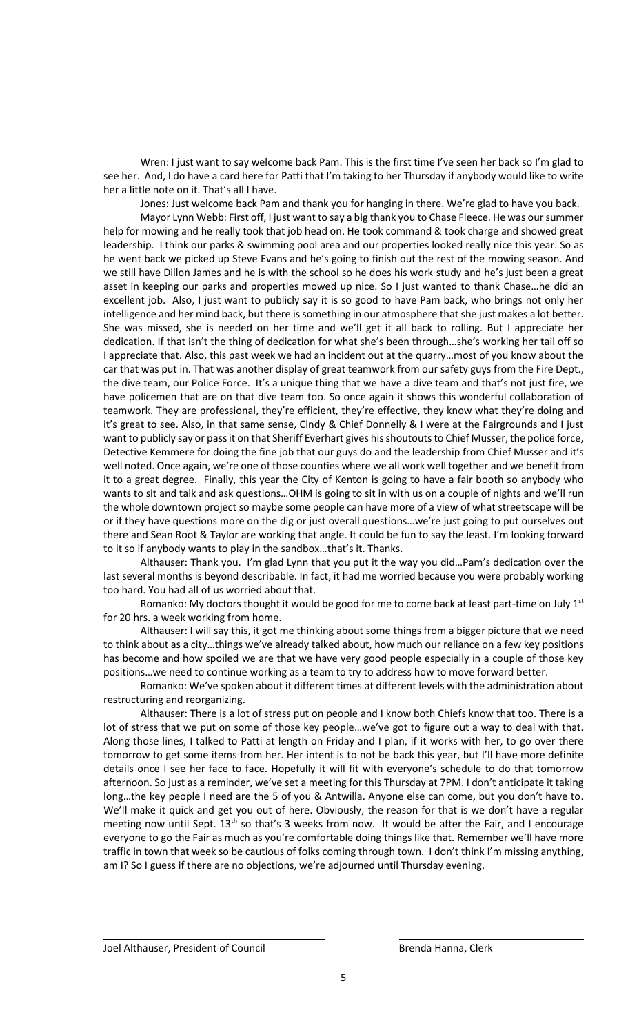Wren: I just want to say welcome back Pam. This is the first time I've seen her back so I'm glad to see her. And, I do have a card here for Patti that I'm taking to her Thursday if anybody would like to write her a little note on it. That's all I have.

Jones: Just welcome back Pam and thank you for hanging in there. We're glad to have you back.

Mayor Lynn Webb: First off, I just want to say a big thank you to Chase Fleece. He was our summer help for mowing and he really took that job head on. He took command & took charge and showed great leadership. I think our parks & swimming pool area and our properties looked really nice this year. So as he went back we picked up Steve Evans and he's going to finish out the rest of the mowing season. And we still have Dillon James and he is with the school so he does his work study and he's just been a great asset in keeping our parks and properties mowed up nice. So I just wanted to thank Chase…he did an excellent job. Also, I just want to publicly say it is so good to have Pam back, who brings not only her intelligence and her mind back, but there is something in our atmosphere that she just makes a lot better. She was missed, she is needed on her time and we'll get it all back to rolling. But I appreciate her dedication. If that isn't the thing of dedication for what she's been through…she's working her tail off so I appreciate that. Also, this past week we had an incident out at the quarry…most of you know about the car that was put in. That was another display of great teamwork from our safety guys from the Fire Dept., the dive team, our Police Force. It's a unique thing that we have a dive team and that's not just fire, we have policemen that are on that dive team too. So once again it shows this wonderful collaboration of teamwork. They are professional, they're efficient, they're effective, they know what they're doing and it's great to see. Also, in that same sense, Cindy & Chief Donnelly & I were at the Fairgrounds and I just want to publicly say or pass it on that Sheriff Everhart gives his shoutouts to Chief Musser, the police force, Detective Kemmere for doing the fine job that our guys do and the leadership from Chief Musser and it's well noted. Once again, we're one of those counties where we all work well together and we benefit from it to a great degree. Finally, this year the City of Kenton is going to have a fair booth so anybody who wants to sit and talk and ask questions…OHM is going to sit in with us on a couple of nights and we'll run the whole downtown project so maybe some people can have more of a view of what streetscape will be or if they have questions more on the dig or just overall questions…we're just going to put ourselves out there and Sean Root & Taylor are working that angle. It could be fun to say the least. I'm looking forward to it so if anybody wants to play in the sandbox…that's it. Thanks.

Althauser: Thank you. I'm glad Lynn that you put it the way you did…Pam's dedication over the last several months is beyond describable. In fact, it had me worried because you were probably working too hard. You had all of us worried about that.

Romanko: My doctors thought it would be good for me to come back at least part-time on July 1st for 20 hrs. a week working from home.

Althauser: I will say this, it got me thinking about some things from a bigger picture that we need to think about as a city…things we've already talked about, how much our reliance on a few key positions has become and how spoiled we are that we have very good people especially in a couple of those key positions…we need to continue working as a team to try to address how to move forward better.

Romanko: We've spoken about it different times at different levels with the administration about restructuring and reorganizing.

Althauser: There is a lot of stress put on people and I know both Chiefs know that too. There is a lot of stress that we put on some of those key people…we've got to figure out a way to deal with that. Along those lines, I talked to Patti at length on Friday and I plan, if it works with her, to go over there tomorrow to get some items from her. Her intent is to not be back this year, but I'll have more definite details once I see her face to face. Hopefully it will fit with everyone's schedule to do that tomorrow afternoon. So just as a reminder, we've set a meeting for this Thursday at 7PM. I don't anticipate it taking long…the key people I need are the 5 of you & Antwilla. Anyone else can come, but you don't have to. We'll make it quick and get you out of here. Obviously, the reason for that is we don't have a regular meeting now until Sept. 13th so that's 3 weeks from now. It would be after the Fair, and I encourage everyone to go the Fair as much as you're comfortable doing things like that. Remember we'll have more traffic in town that week so be cautious of folks coming through town. I don't think I'm missing anything, am I? So I guess if there are no objections, we're adjourned until Thursday evening.

Joel Althauser, President of Council

Brenda Hanna, Clerk